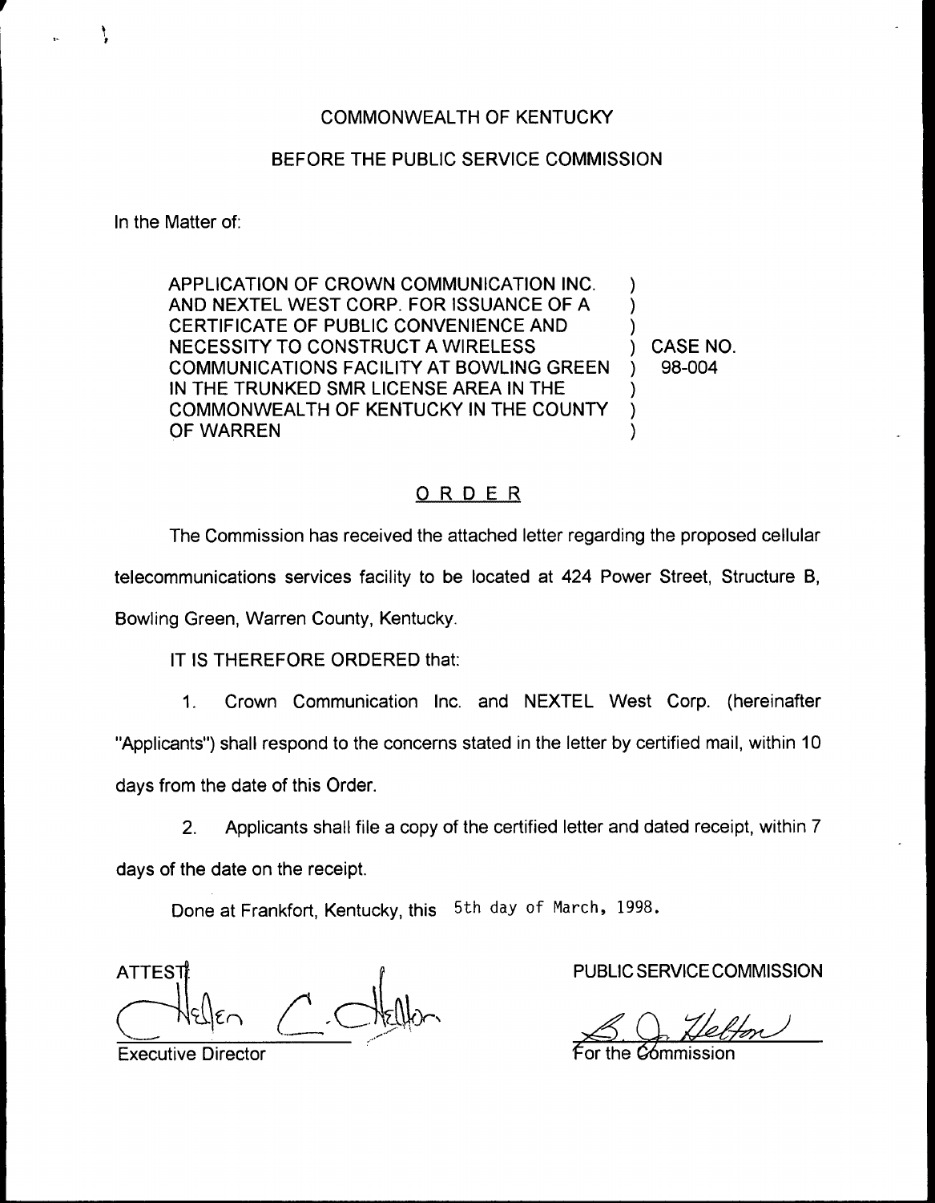COMMONWEALTH OF KENTUCKY

BEFORE THE PUBLIC SERVICE COMMISSION

In the Matter of:

APPLICATION OF CROWN COMMUNICATION INC. AND NEXTEL WEST CORP. FOR ISSUANCE OF A CERTIFICATE OF PUBLIC CONVENIENCE AND NECESSITY TO CONSTRUCT A WIRELESS COMMUNICATIONS FACILITY AT BOWLING GREEN IN THE TRUNKED SMR LICENSE AREA IN THE COMMONWEALTH OF KENTUCKY IN THE COUNTY OF WARREN ) CASE NO. 98-004

## ORDER

The Commission has received the attached letter regarding the proposed cellular telecommunications services facility to be located at 424 Power Street, Structure B, Bowling Green, Warren County, Kentucky.

IT IS THEREFORE ORDERED that:

1. Crown Communication Inc. and NEXTEL West Corp. (hereinafter "Applicants") shall respond to the concerns stated in the letter by certified mail, within 10 days from the date of this Order.

2. Applicants shall file a copy of the certified letter and dated receipt, within 7 days of the date on the receipt.

Done at Frankfort, Kentucky, this 5th day of March, 1998.

PUBLIC SERVICE COMMISSION

For the Commission

ATTEST:

Executive Director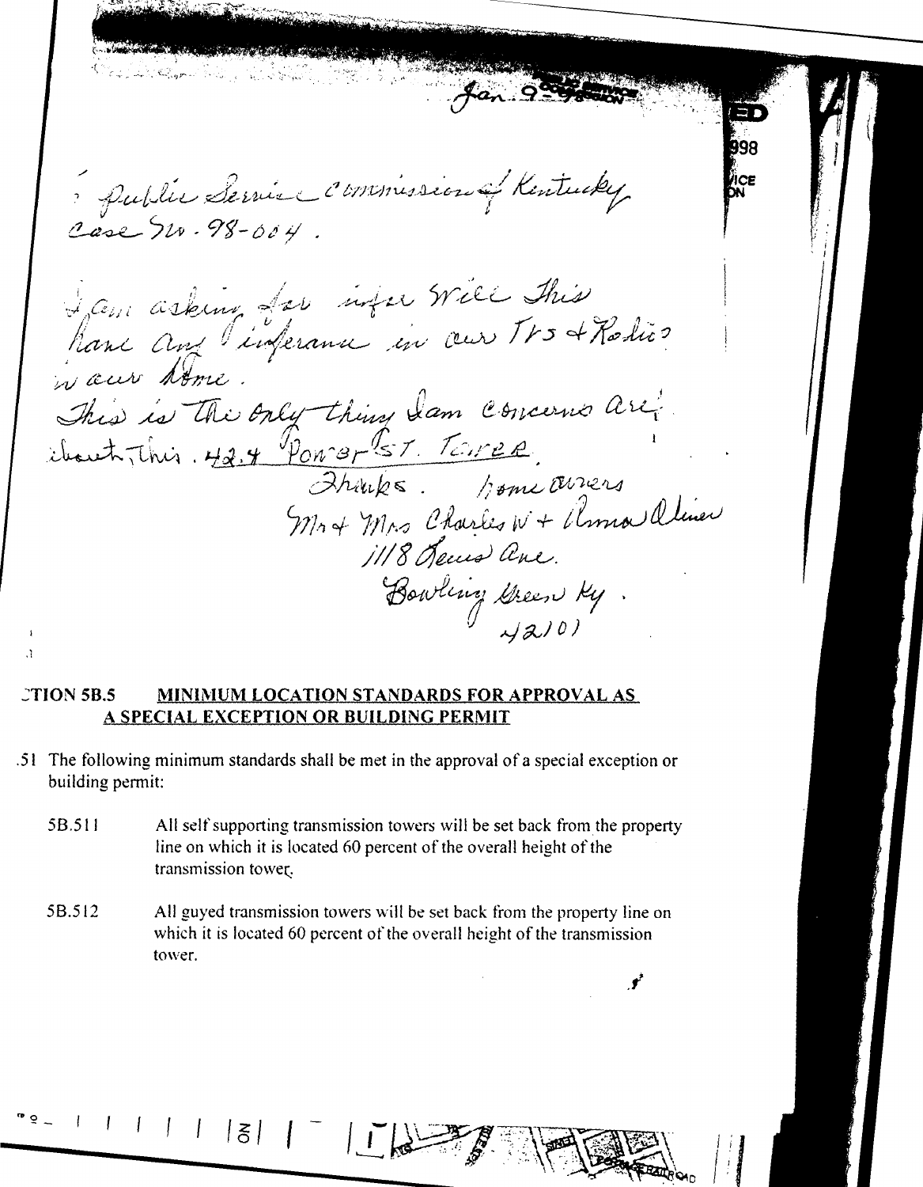Jan. 9

Public Service Commission of Kentucky
Case SW-98-004.

I am asking for infor Will This have any inferance in our TVs & Radios in our Home.
This is the only thing I am concerns are about This. 42.4 Power ST. Tower.

Thanks. home owners
Mr & Mrs Charles W + Anna Oliver
1118 Lewis Ave.
Bowling Green Ky.
42101

## SECTION 5B.5 MINIMUM LOCATION STANDARDS FOR APPROVAL AS A SPECIAL EXCEPTION OR BUILDING PERMIT

.51 The following minimum standards shall be met in the approval of a special exception or building permit:

5B.511 All self supporting transmission towers will be set back from the property line on which it is located 60 percent of the overall height of the transmission tower.

5B.512 All guyed transmission towers will be set back from the property line on which it is located 60 percent of the overall height of the transmission tower.